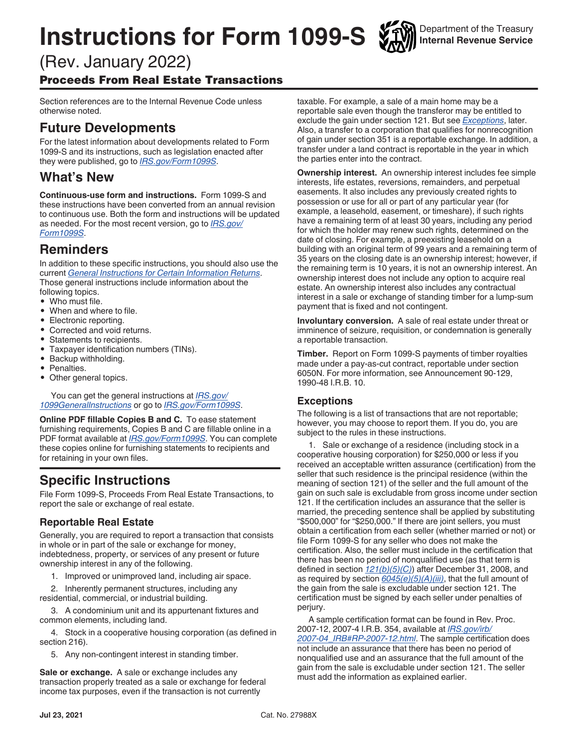# Instructions for Form 1099-S

Department of the Treasury
**Internal Revenue Service**

(Rev. January 2022)

## Proceeds From Real Estate Transactions

Section references are to the Internal Revenue Code unless otherwise noted.

## Future Developments

For the latest information about developments related to Form 1099-S and its instructions, such as legislation enacted after they were published, go to *IRS.gov/Form1099S*.

## What's New

**Continuous-use form and instructions.** Form 1099-S and these instructions have been converted from an annual revision to continuous use. Both the form and instructions will be updated as needed. For the most recent version, go to *IRS.gov/Form1099S*.

## Reminders

In addition to these specific instructions, you should also use the current *General Instructions for Certain Information Returns*. Those general instructions include information about the following topics.

- Who must file.
- When and where to file.
- Electronic reporting.
- Corrected and void returns.
- Statements to recipients.
- Taxpayer identification numbers (TINs).
- Backup withholding.
- Penalties.
- Other general topics.

You can get the general instructions at *IRS.gov/1099GeneralInstructions* or go to *IRS.gov/Form1099S*.

**Online PDF fillable Copies B and C.** To ease statement furnishing requirements, Copies B and C are fillable online in a PDF format available at *IRS.gov/Form1099S*. You can complete these copies online for furnishing statements to recipients and for retaining in your own files.

# Specific Instructions

File Form 1099-S, Proceeds From Real Estate Transactions, to report the sale or exchange of real estate.

### Reportable Real Estate

Generally, you are required to report a transaction that consists in whole or in part of the sale or exchange for money, indebtedness, property, or services of any present or future ownership interest in any of the following.

1. Improved or unimproved land, including air space.
2. Inherently permanent structures, including any residential, commercial, or industrial building.
3. A condominium unit and its appurtenant fixtures and common elements, including land.
4. Stock in a cooperative housing corporation (as defined in section 216).
5. Any non-contingent interest in standing timber.

**Sale or exchange.** A sale or exchange includes any transaction properly treated as a sale or exchange for federal income tax purposes, even if the transaction is not currently taxable. For example, a sale of a main home may be a reportable sale even though the transferor may be entitled to exclude the gain under section 121. But see *Exceptions*, later. Also, a transfer to a corporation that qualifies for nonrecognition of gain under section 351 is a reportable exchange. In addition, a transfer under a land contract is reportable in the year in which the parties enter into the contract.

**Ownership interest.** An ownership interest includes fee simple interests, life estates, reversions, remainders, and perpetual easements. It also includes any previously created rights to possession or use for all or part of any particular year (for example, a leasehold, easement, or timeshare), if such rights have a remaining term of at least 30 years, including any period for which the holder may renew such rights, determined on the date of closing. For example, a preexisting leasehold on a building with an original term of 99 years and a remaining term of 35 years on the closing date is an ownership interest; however, if the remaining term is 10 years, it is not an ownership interest. An ownership interest does not include any option to acquire real estate. An ownership interest also includes any contractual interest in a sale or exchange of standing timber for a lump-sum payment that is fixed and not contingent.

**Involuntary conversion.** A sale of real estate under threat or imminence of seizure, requisition, or condemnation is generally a reportable transaction.

**Timber.** Report on Form 1099-S payments of timber royalties made under a pay-as-cut contract, reportable under section 6050N. For more information, see Announcement 90-129, 1990-48 I.R.B. 10.

### Exceptions

The following is a list of transactions that are not reportable; however, you may choose to report them. If you do, you are subject to the rules in these instructions.

1. Sale or exchange of a residence (including stock in a cooperative housing corporation) for $250,000 or less if you received an acceptable written assurance (certification) from the seller that such residence is the principal residence (within the meaning of section 121) of the seller and the full amount of the gain on such sale is excludable from gross income under section 121. If the certification includes an assurance that the seller is married, the preceding sentence shall be applied by substituting "$500,000" for "$250,000." If there are joint sellers, you must obtain a certification from each seller (whether married or not) or file Form 1099-S for any seller who does not make the certification. Also, the seller must include in the certification that there has been no period of nonqualified use (as that term is defined in section *121(b)(5)(C)*) after December 31, 2008, and as required by section *6045(e)(5)(A)(iii)*, that the full amount of the gain from the sale is excludable under section 121. The certification must be signed by each seller under penalties of perjury.

A sample certification format can be found in Rev. Proc. 2007-12, 2007-4 I.R.B. 354, available at *IRS.gov/irb/2007-04_IRB#RP-2007-12.html*. The sample certification does not include an assurance that there has been no period of nonqualified use and an assurance that the full amount of the gain from the sale is excludable under section 121. The seller must add the information as explained earlier.

Jul 23, 2021 Cat. No. 27988X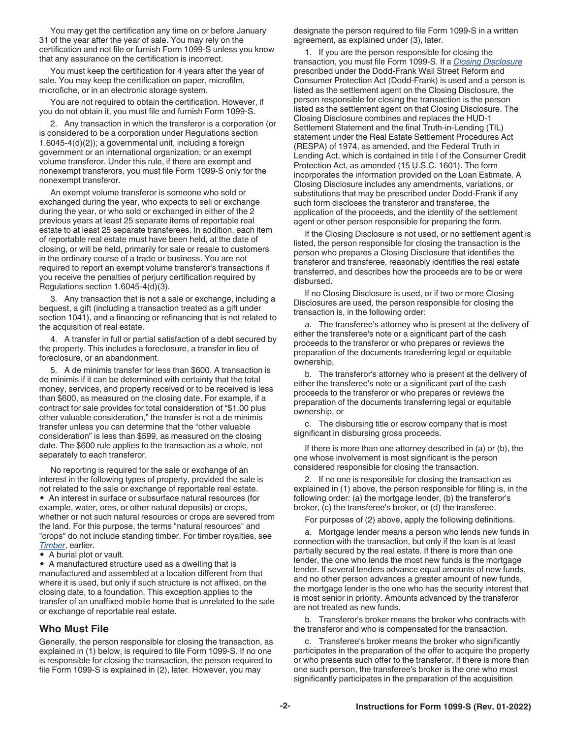You may get the certification any time on or before January 31 of the year after the year of sale. You may rely on the certification and not file or furnish Form 1099-S unless you know that any assurance on the certification is incorrect.

You must keep the certification for 4 years after the year of sale. You may keep the certification on paper, microfilm, microfiche, or in an electronic storage system.

You are not required to obtain the certification. However, if you do not obtain it, you must file and furnish Form 1099-S.

2. Any transaction in which the transferor is a corporation (or is considered to be a corporation under Regulations section 1.6045-4(d)(2)); a governmental unit, including a foreign government or an international organization; or an exempt volume transferor. Under this rule, if there are exempt and nonexempt transferors, you must file Form 1099-S only for the nonexempt transferor.

An exempt volume transferor is someone who sold or exchanged during the year, who expects to sell or exchange during the year, or who sold or exchanged in either of the 2 previous years at least 25 separate items of reportable real estate to at least 25 separate transferees. In addition, each item of reportable real estate must have been held, at the date of closing, or will be held, primarily for sale or resale to customers in the ordinary course of a trade or business. You are not required to report an exempt volume transferor's transactions if you receive the penalties of perjury certification required by Regulations section 1.6045-4(d)(3).

3. Any transaction that is not a sale or exchange, including a bequest, a gift (including a transaction treated as a gift under section 1041), and a financing or refinancing that is not related to the acquisition of real estate.

4. A transfer in full or partial satisfaction of a debt secured by the property. This includes a foreclosure, a transfer in lieu of foreclosure, or an abandonment.

5. A de minimis transfer for less than $600. A transaction is de minimis if it can be determined with certainty that the total money, services, and property received or to be received is less than $600, as measured on the closing date. For example, if a contract for sale provides for total consideration of "$1.00 plus other valuable consideration," the transfer is not a de minimis transfer unless you can determine that the "other valuable consideration" is less than $599, as measured on the closing date. The $600 rule applies to the transaction as a whole, not separately to each transferor.

No reporting is required for the sale or exchange of an interest in the following types of property, provided the sale is not related to the sale or exchange of reportable real estate.

- An interest in surface or subsurface natural resources (for example, water, ores, or other natural deposits) or crops, whether or not such natural resources or crops are severed from the land. For this purpose, the terms "natural resources" and "crops" do not include standing timber. For timber royalties, see *Timber*, earlier.
- A burial plot or vault.
- A manufactured structure used as a dwelling that is manufactured and assembled at a location different from that where it is used, but only if such structure is not affixed, on the closing date, to a foundation. This exception applies to the transfer of an unaffixed mobile home that is unrelated to the sale or exchange of reportable real estate.

## Who Must File

Generally, the person responsible for closing the transaction, as explained in (1) below, is required to file Form 1099-S. If no one is responsible for closing the transaction, the person required to file Form 1099-S is explained in (2), later. However, you may designate the person required to file Form 1099-S in a written agreement, as explained under (3), later.

1. If you are the person responsible for closing the transaction, you must file Form 1099-S. If a *Closing Disclosure* prescribed under the Dodd-Frank Wall Street Reform and Consumer Protection Act (Dodd-Frank) is used and a person is listed as the settlement agent on the Closing Disclosure, the person responsible for closing the transaction is the person listed as the settlement agent on that Closing Disclosure. The Closing Disclosure combines and replaces the HUD-1 Settlement Statement and the final Truth-in-Lending (TIL) statement under the Real Estate Settlement Procedures Act (RESPA) of 1974, as amended, and the Federal Truth in Lending Act, which is contained in title I of the Consumer Credit Protection Act, as amended (15 U.S.C. 1601). The form incorporates the information provided on the Loan Estimate. A Closing Disclosure includes any amendments, variations, or substitutions that may be prescribed under Dodd-Frank if any such form discloses the transferor and transferee, the application of the proceeds, and the identity of the settlement agent or other person responsible for preparing the form.

If the Closing Disclosure is not used, or no settlement agent is listed, the person responsible for closing the transaction is the person who prepares a Closing Disclosure that identifies the transferor and transferee, reasonably identifies the real estate transferred, and describes how the proceeds are to be or were disbursed.

If no Closing Disclosure is used, or if two or more Closing Disclosures are used, the person responsible for closing the transaction is, in the following order:

a. The transferee's attorney who is present at the delivery of either the transferee's note or a significant part of the cash proceeds to the transferor or who prepares or reviews the preparation of the documents transferring legal or equitable ownership,

b. The transferor's attorney who is present at the delivery of either the transferee's note or a significant part of the cash proceeds to the transferor or who prepares or reviews the preparation of the documents transferring legal or equitable ownership, or

c. The disbursing title or escrow company that is most significant in disbursing gross proceeds.

If there is more than one attorney described in (a) or (b), the one whose involvement is most significant is the person considered responsible for closing the transaction.

2. If no one is responsible for closing the transaction as explained in (1) above, the person responsible for filing is, in the following order: (a) the mortgage lender, (b) the transferor's broker, (c) the transferee's broker, or (d) the transferee.

For purposes of (2) above, apply the following definitions.

a. Mortgage lender means a person who lends new funds in connection with the transaction, but only if the loan is at least partially secured by the real estate. If there is more than one lender, the one who lends the most new funds is the mortgage lender. If several lenders advance equal amounts of new funds, and no other person advances a greater amount of new funds, the mortgage lender is the one who has the security interest that is most senior in priority. Amounts advanced by the transferor are not treated as new funds.

b. Transferor's broker means the broker who contracts with the transferor and who is compensated for the transaction.

c. Transferee's broker means the broker who significantly participates in the preparation of the offer to acquire the property or who presents such offer to the transferor. If there is more than one such person, the transferee's broker is the one who most significantly participates in the preparation of the acquisition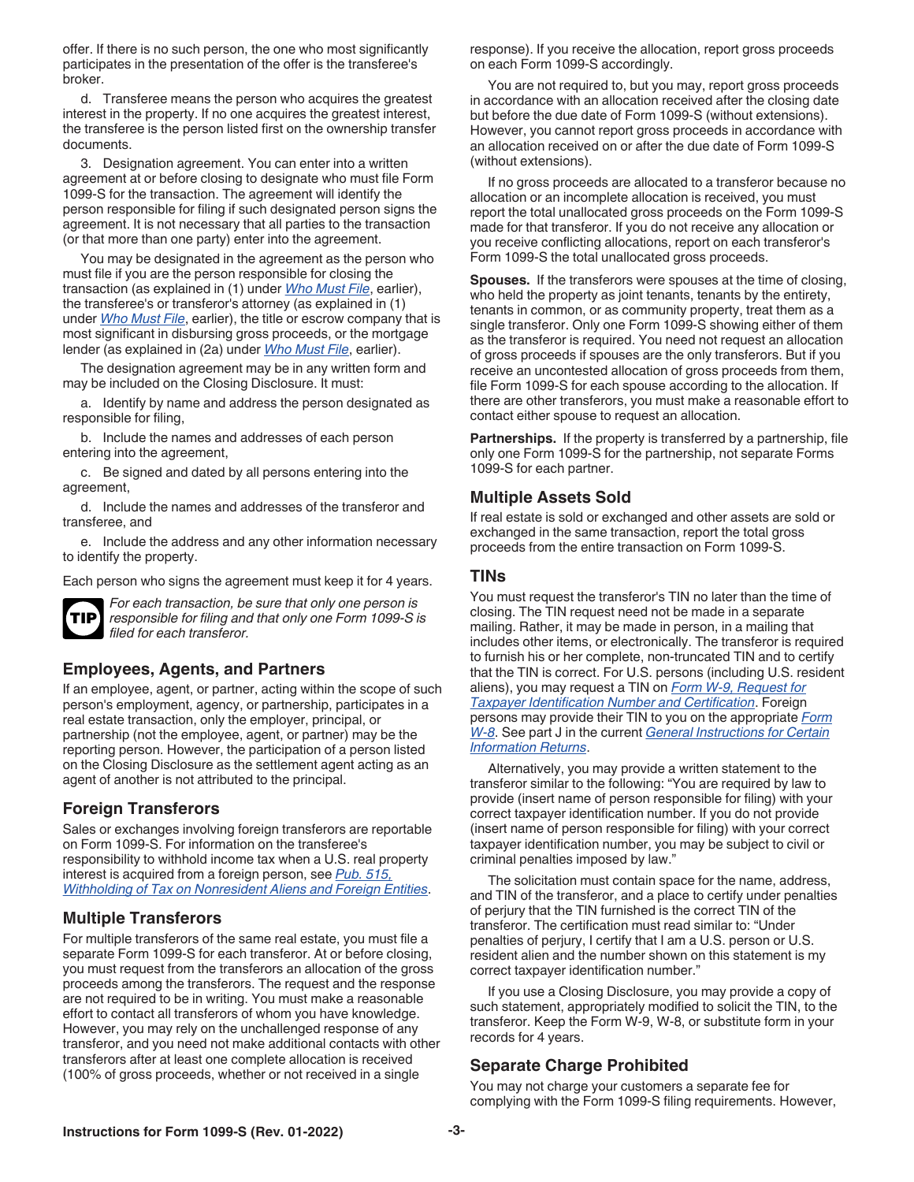offer. If there is no such person, the one who most significantly participates in the presentation of the offer is the transferee's broker.

d. Transferee means the person who acquires the greatest interest in the property. If no one acquires the greatest interest, the transferee is the person listed first on the ownership transfer documents.

3. Designation agreement. You can enter into a written agreement at or before closing to designate who must file Form 1099-S for the transaction. The agreement will identify the person responsible for filing if such designated person signs the agreement. It is not necessary that all parties to the transaction (or that more than one party) enter into the agreement.

You may be designated in the agreement as the person who must file if you are the person responsible for closing the transaction (as explained in (1) under *Who Must File*, earlier), the transferee's or transferor's attorney (as explained in (1) under *Who Must File*, earlier), the title or escrow company that is most significant in disbursing gross proceeds, or the mortgage lender (as explained in (2a) under *Who Must File*, earlier).

The designation agreement may be in any written form and may be included on the Closing Disclosure. It must:

a. Identify by name and address the person designated as responsible for filing,

b. Include the names and addresses of each person entering into the agreement,

c. Be signed and dated by all persons entering into the agreement,

d. Include the names and addresses of the transferor and transferee, and

e. Include the address and any other information necessary to identify the property.

Each person who signs the agreement must keep it for 4 years.

**TIP** *For each transaction, be sure that only one person is responsible for filing and that only one Form 1099-S is filed for each transferor.*

## Employees, Agents, and Partners

If an employee, agent, or partner, acting within the scope of such person's employment, agency, or partnership, participates in a real estate transaction, only the employer, principal, or partnership (not the employee, agent, or partner) may be the reporting person. However, the participation of a person listed on the Closing Disclosure as the settlement agent acting as an agent of another is not attributed to the principal.

## Foreign Transferors

Sales or exchanges involving foreign transferors are reportable on Form 1099-S. For information on the transferee's responsibility to withhold income tax when a U.S. real property interest is acquired from a foreign person, see *Pub. 515, Withholding of Tax on Nonresident Aliens and Foreign Entities*.

## Multiple Transferors

For multiple transferors of the same real estate, you must file a separate Form 1099-S for each transferor. At or before closing, you must request from the transferors an allocation of the gross proceeds among the transferors. The request and the response are not required to be in writing. You must make a reasonable effort to contact all transferors of whom you have knowledge. However, you may rely on the unchallenged response of any transferor, and you need not make additional contacts with other transferors after at least one complete allocation is received (100% of gross proceeds, whether or not received in a single response). If you receive the allocation, report gross proceeds on each Form 1099-S accordingly.

You are not required to, but you may, report gross proceeds in accordance with an allocation received after the closing date but before the due date of Form 1099-S (without extensions). However, you cannot report gross proceeds in accordance with an allocation received on or after the due date of Form 1099-S (without extensions).

If no gross proceeds are allocated to a transferor because no allocation or an incomplete allocation is received, you must report the total unallocated gross proceeds on the Form 1099-S made for that transferor. If you do not receive any allocation or you receive conflicting allocations, report on each transferor's Form 1099-S the total unallocated gross proceeds.

**Spouses.** If the transferors were spouses at the time of closing, who held the property as joint tenants, tenants by the entirety, tenants in common, or as community property, treat them as a single transferor. Only one Form 1099-S showing either of them as the transferor is required. You need not request an allocation of gross proceeds if spouses are the only transferors. But if you receive an uncontested allocation of gross proceeds from them, file Form 1099-S for each spouse according to the allocation. If there are other transferors, you must make a reasonable effort to contact either spouse to request an allocation.

**Partnerships.** If the property is transferred by a partnership, file only one Form 1099-S for the partnership, not separate Forms 1099-S for each partner.

## Multiple Assets Sold

If real estate is sold or exchanged and other assets are sold or exchanged in the same transaction, report the total gross proceeds from the entire transaction on Form 1099-S.

## TINs

You must request the transferor's TIN no later than the time of closing. The TIN request need not be made in a separate mailing. Rather, it may be made in person, in a mailing that includes other items, or electronically. The transferor is required to furnish his or her complete, non-truncated TIN and to certify that the TIN is correct. For U.S. persons (including U.S. resident aliens), you may request a TIN on *Form W-9, Request for Taxpayer Identification Number and Certification*. Foreign persons may provide their TIN to you on the appropriate *Form W-8*. See part J in the current *General Instructions for Certain Information Returns*.

Alternatively, you may provide a written statement to the transferor similar to the following: "You are required by law to provide (insert name of person responsible for filing) with your correct taxpayer identification number. If you do not provide (insert name of person responsible for filing) with your correct taxpayer identification number, you may be subject to civil or criminal penalties imposed by law."

The solicitation must contain space for the name, address, and TIN of the transferor, and a place to certify under penalties of perjury that the TIN furnished is the correct TIN of the transferor. The certification must read similar to: "Under penalties of perjury, I certify that I am a U.S. person or U.S. resident alien and the number shown on this statement is my correct taxpayer identification number."

If you use a Closing Disclosure, you may provide a copy of such statement, appropriately modified to solicit the TIN, to the transferor. Keep the Form W-9, W-8, or substitute form in your records for 4 years.

## Separate Charge Prohibited

You may not charge your customers a separate fee for complying with the Form 1099-S filing requirements. However,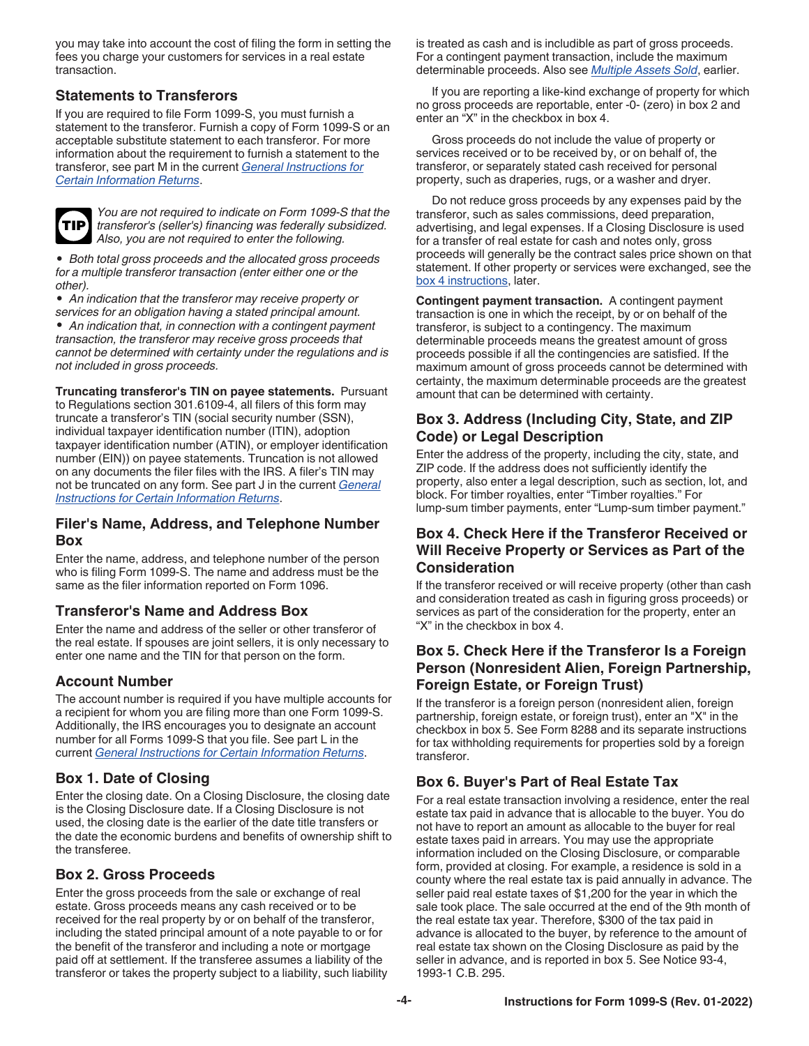you may take into account the cost of filing the form in setting the fees you charge your customers for services in a real estate transaction.

## Statements to Transferors

If you are required to file Form 1099-S, you must furnish a statement to the transferor. Furnish a copy of Form 1099-S or an acceptable substitute statement to each transferor. For more information about the requirement to furnish a statement to the transferor, see part M in the current *General Instructions for Certain Information Returns*.

**TIP** *You are not required to indicate on Form 1099-S that the transferor's (seller's) financing was federally subsidized. Also, you are not required to enter the following.*

- *Both total gross proceeds and the allocated gross proceeds for a multiple transferor transaction (enter either one or the other).*
- *An indication that the transferor may receive property or services for an obligation having a stated principal amount.*
- *An indication that, in connection with a contingent payment transaction, the transferor may receive gross proceeds that cannot be determined with certainty under the regulations and is not included in gross proceeds.*

**Truncating transferor's TIN on payee statements.** Pursuant to Regulations section 301.6109-4, all filers of this form may truncate a transferor's TIN (social security number (SSN), individual taxpayer identification number (ITIN), adoption taxpayer identification number (ATIN), or employer identification number (EIN)) on payee statements. Truncation is not allowed on any documents the filer files with the IRS. A filer's TIN may not be truncated on any form. See part J in the current *General Instructions for Certain Information Returns*.

## Filer's Name, Address, and Telephone Number Box

Enter the name, address, and telephone number of the person who is filing Form 1099-S. The name and address must be the same as the filer information reported on Form 1096.

## Transferor's Name and Address Box

Enter the name and address of the seller or other transferor of the real estate. If spouses are joint sellers, it is only necessary to enter one name and the TIN for that person on the form.

## Account Number

The account number is required if you have multiple accounts for a recipient for whom you are filing more than one Form 1099-S. Additionally, the IRS encourages you to designate an account number for all Forms 1099-S that you file. See part L in the current *General Instructions for Certain Information Returns*.

## Box 1. Date of Closing

Enter the closing date. On a Closing Disclosure, the closing date is the Closing Disclosure date. If a Closing Disclosure is not used, the closing date is the earlier of the date title transfers or the date the economic burdens and benefits of ownership shift to the transferee.

## Box 2. Gross Proceeds

Enter the gross proceeds from the sale or exchange of real estate. Gross proceeds means any cash received or to be received for the real property by or on behalf of the transferor, including the stated principal amount of a note payable to or for the benefit of the transferor and including a note or mortgage paid off at settlement. If the transferee assumes a liability of the transferor or takes the property subject to a liability, such liability is treated as cash and is includible as part of gross proceeds. For a contingent payment transaction, include the maximum determinable proceeds. Also see *Multiple Assets Sold*, earlier.

If you are reporting a like-kind exchange of property for which no gross proceeds are reportable, enter -0- (zero) in box 2 and enter an "X" in the checkbox in box 4.

Gross proceeds do not include the value of property or services received or to be received by, or on behalf of, the transferor, or separately stated cash received for personal property, such as draperies, rugs, or a washer and dryer.

Do not reduce gross proceeds by any expenses paid by the transferor, such as sales commissions, deed preparation, advertising, and legal expenses. If a Closing Disclosure is used for a transfer of real estate for cash and notes only, gross proceeds will generally be the contract sales price shown on that statement. If other property or services were exchanged, see the box 4 instructions, later.

**Contingent payment transaction.** A contingent payment transaction is one in which the receipt, by or on behalf of the transferor, is subject to a contingency. The maximum determinable proceeds means the greatest amount of gross proceeds possible if all the contingencies are satisfied. If the maximum amount of gross proceeds cannot be determined with certainty, the maximum determinable proceeds are the greatest amount that can be determined with certainty.

## Box 3. Address (Including City, State, and ZIP Code) or Legal Description

Enter the address of the property, including the city, state, and ZIP code. If the address does not sufficiently identify the property, also enter a legal description, such as section, lot, and block. For timber royalties, enter "Timber royalties." For lump-sum timber payments, enter "Lump-sum timber payment."

## Box 4. Check Here if the Transferor Received or Will Receive Property or Services as Part of the Consideration

If the transferor received or will receive property (other than cash and consideration treated as cash in figuring gross proceeds) or services as part of the consideration for the property, enter an "X" in the checkbox in box 4.

## Box 5. Check Here if the Transferor Is a Foreign Person (Nonresident Alien, Foreign Partnership, Foreign Estate, or Foreign Trust)

If the transferor is a foreign person (nonresident alien, foreign partnership, foreign estate, or foreign trust), enter an "X" in the checkbox in box 5. See Form 8288 and its separate instructions for tax withholding requirements for properties sold by a foreign transferor.

## Box 6. Buyer's Part of Real Estate Tax

For a real estate transaction involving a residence, enter the real estate tax paid in advance that is allocable to the buyer. You do not have to report an amount as allocable to the buyer for real estate taxes paid in arrears. You may use the appropriate information included on the Closing Disclosure, or comparable form, provided at closing. For example, a residence is sold in a county where the real estate tax is paid annually in advance. The seller paid real estate taxes of $1,200 for the year in which the sale took place. The sale occurred at the end of the 9th month of the real estate tax year. Therefore, $300 of the tax paid in advance is allocated to the buyer, by reference to the amount of real estate tax shown on the Closing Disclosure as paid by the seller in advance, and is reported in box 5. See Notice 93-4, 1993-1 C.B. 295.